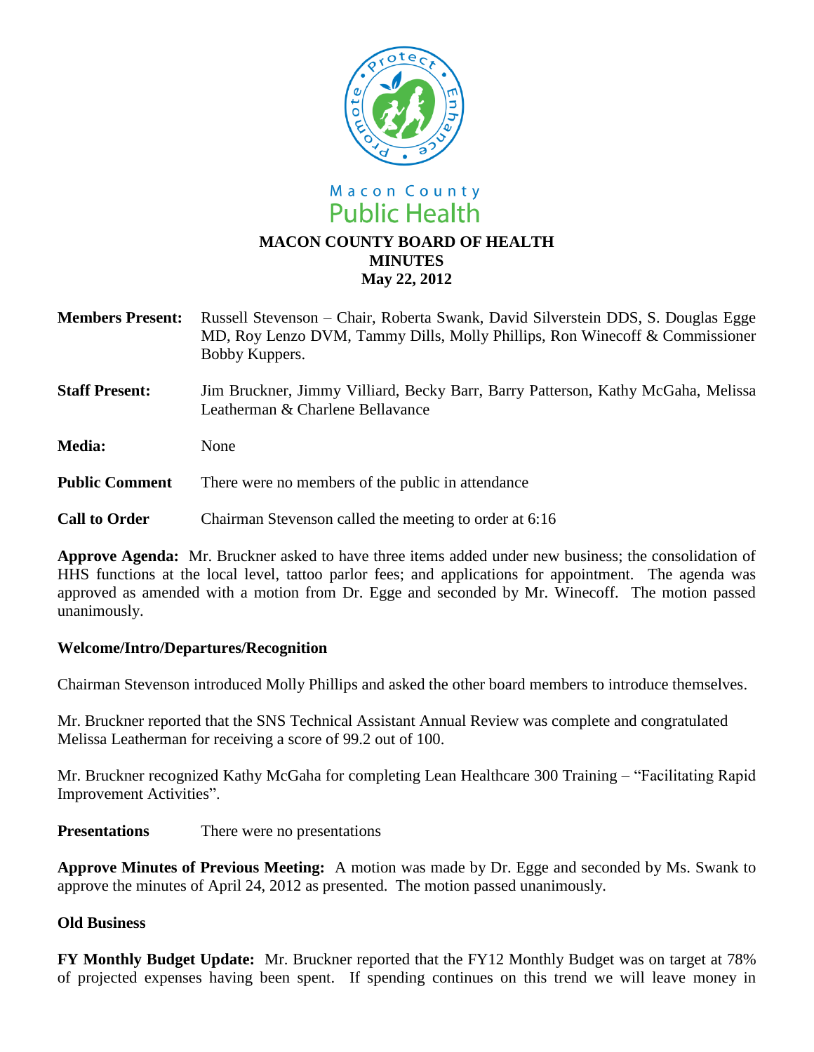Macon County
Public Health

# MACON COUNTY BOARD OF HEALTH
## MINUTES
### May 22, 2012

**Members Present:** Russell Stevenson – Chair, Roberta Swank, David Silverstein DDS, S. Douglas Egge MD, Roy Lenzo DVM, Tammy Dills, Molly Phillips, Ron Winecoff & Commissioner Bobby Kuppers.

**Staff Present:** Jim Bruckner, Jimmy Villiard, Becky Barr, Barry Patterson, Kathy McGaha, Melissa Leatherman & Charlene Bellavance

**Media:** None

**Public Comment** There were no members of the public in attendance

**Call to Order** Chairman Stevenson called the meeting to order at 6:16

**Approve Agenda:** Mr. Bruckner asked to have three items added under new business; the consolidation of HHS functions at the local level, tattoo parlor fees; and applications for appointment. The agenda was approved as amended with a motion from Dr. Egge and seconded by Mr. Winecoff. The motion passed unanimously.

**Welcome/Intro/Departures/Recognition**

Chairman Stevenson introduced Molly Phillips and asked the other board members to introduce themselves.

Mr. Bruckner reported that the SNS Technical Assistant Annual Review was complete and congratulated Melissa Leatherman for receiving a score of 99.2 out of 100.

Mr. Bruckner recognized Kathy McGaha for completing Lean Healthcare 300 Training – "Facilitating Rapid Improvement Activities".

**Presentations** There were no presentations

**Approve Minutes of Previous Meeting:** A motion was made by Dr. Egge and seconded by Ms. Swank to approve the minutes of April 24, 2012 as presented. The motion passed unanimously.

**Old Business**

**FY Monthly Budget Update:** Mr. Bruckner reported that the FY12 Monthly Budget was on target at 78% of projected expenses having been spent. If spending continues on this trend we will leave money in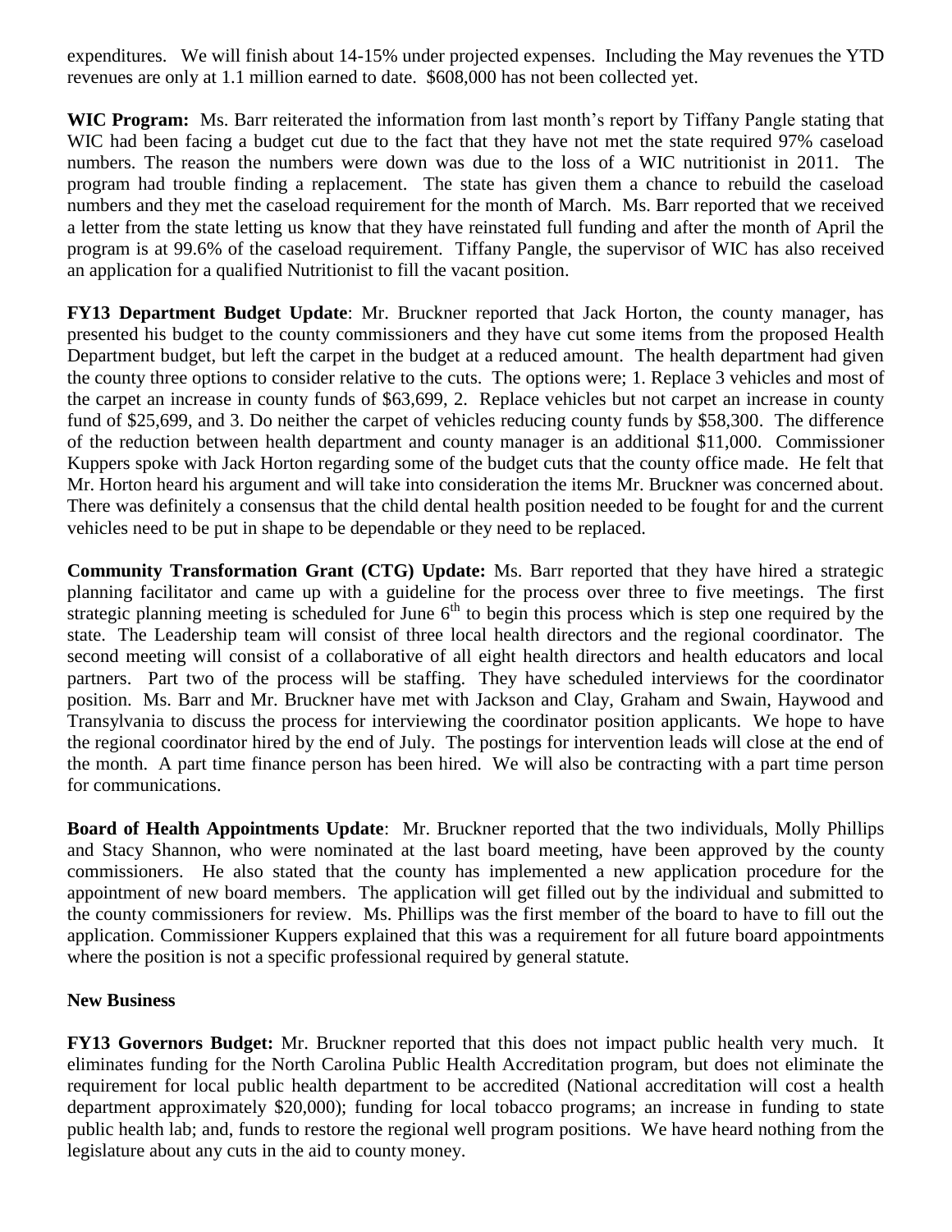expenditures. We will finish about 14-15% under projected expenses. Including the May revenues the YTD revenues are only at 1.1 million earned to date. $608,000 has not been collected yet.

**WIC Program:** Ms. Barr reiterated the information from last month's report by Tiffany Pangle stating that WIC had been facing a budget cut due to the fact that they have not met the state required 97% caseload numbers. The reason the numbers were down was due to the loss of a WIC nutritionist in 2011. The program had trouble finding a replacement. The state has given them a chance to rebuild the caseload numbers and they met the caseload requirement for the month of March. Ms. Barr reported that we received a letter from the state letting us know that they have reinstated full funding and after the month of April the program is at 99.6% of the caseload requirement. Tiffany Pangle, the supervisor of WIC has also received an application for a qualified Nutritionist to fill the vacant position.

**FY13 Department Budget Update**: Mr. Bruckner reported that Jack Horton, the county manager, has presented his budget to the county commissioners and they have cut some items from the proposed Health Department budget, but left the carpet in the budget at a reduced amount. The health department had given the county three options to consider relative to the cuts. The options were; 1. Replace 3 vehicles and most of the carpet an increase in county funds of $63,699, 2. Replace vehicles but not carpet an increase in county fund of $25,699, and 3. Do neither the carpet of vehicles reducing county funds by $58,300. The difference of the reduction between health department and county manager is an additional $11,000. Commissioner Kuppers spoke with Jack Horton regarding some of the budget cuts that the county office made. He felt that Mr. Horton heard his argument and will take into consideration the items Mr. Bruckner was concerned about. There was definitely a consensus that the child dental health position needed to be fought for and the current vehicles need to be put in shape to be dependable or they need to be replaced.

**Community Transformation Grant (CTG) Update:** Ms. Barr reported that they have hired a strategic planning facilitator and came up with a guideline for the process over three to five meetings. The first strategic planning meeting is scheduled for June 6th to begin this process which is step one required by the state. The Leadership team will consist of three local health directors and the regional coordinator. The second meeting will consist of a collaborative of all eight health directors and health educators and local partners. Part two of the process will be staffing. They have scheduled interviews for the coordinator position. Ms. Barr and Mr. Bruckner have met with Jackson and Clay, Graham and Swain, Haywood and Transylvania to discuss the process for interviewing the coordinator position applicants. We hope to have the regional coordinator hired by the end of July. The postings for intervention leads will close at the end of the month. A part time finance person has been hired. We will also be contracting with a part time person for communications.

**Board of Health Appointments Update**: Mr. Bruckner reported that the two individuals, Molly Phillips and Stacy Shannon, who were nominated at the last board meeting, have been approved by the county commissioners. He also stated that the county has implemented a new application procedure for the appointment of new board members. The application will get filled out by the individual and submitted to the county commissioners for review. Ms. Phillips was the first member of the board to have to fill out the application. Commissioner Kuppers explained that this was a requirement for all future board appointments where the position is not a specific professional required by general statute.

**New Business**

**FY13 Governors Budget:** Mr. Bruckner reported that this does not impact public health very much. It eliminates funding for the North Carolina Public Health Accreditation program, but does not eliminate the requirement for local public health department to be accredited (National accreditation will cost a health department approximately $20,000); funding for local tobacco programs; an increase in funding to state public health lab; and, funds to restore the regional well program positions. We have heard nothing from the legislature about any cuts in the aid to county money.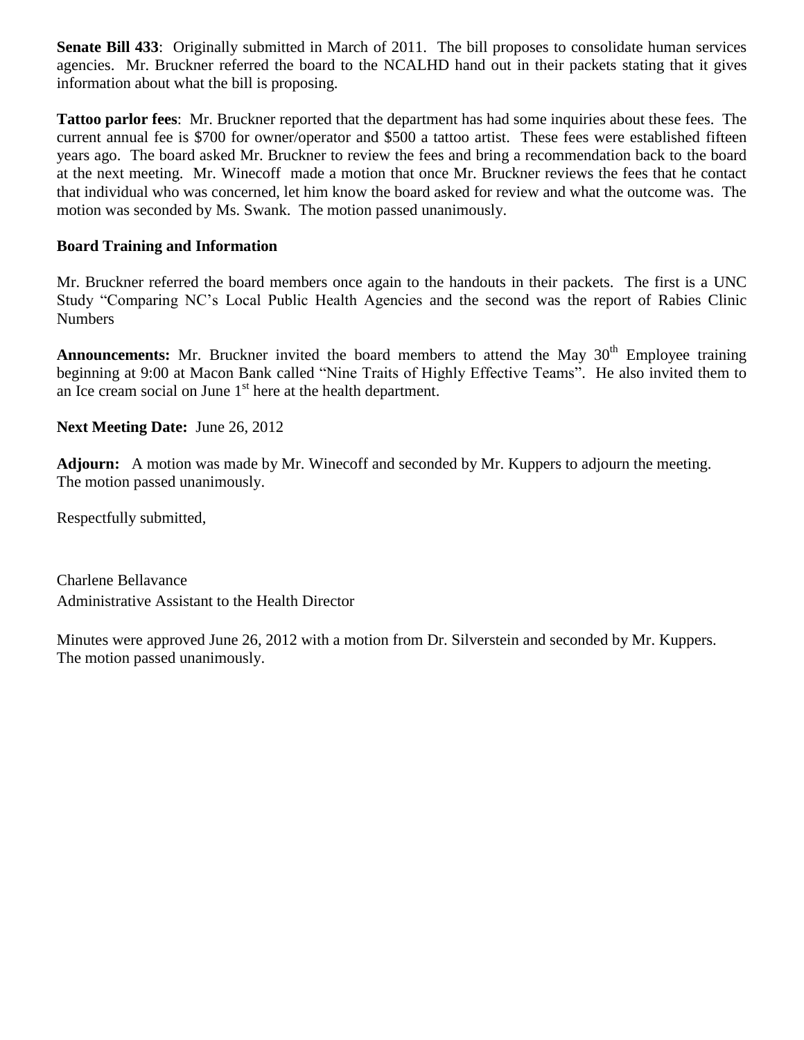**Senate Bill 433**: Originally submitted in March of 2011. The bill proposes to consolidate human services agencies. Mr. Bruckner referred the board to the NCALHD hand out in their packets stating that it gives information about what the bill is proposing.

**Tattoo parlor fees**: Mr. Bruckner reported that the department has had some inquiries about these fees. The current annual fee is $700 for owner/operator and $500 a tattoo artist. These fees were established fifteen years ago. The board asked Mr. Bruckner to review the fees and bring a recommendation back to the board at the next meeting. Mr. Winecoff made a motion that once Mr. Bruckner reviews the fees that he contact that individual who was concerned, let him know the board asked for review and what the outcome was. The motion was seconded by Ms. Swank. The motion passed unanimously.

**Board Training and Information**

Mr. Bruckner referred the board members once again to the handouts in their packets. The first is a UNC Study "Comparing NC's Local Public Health Agencies and the second was the report of Rabies Clinic Numbers

**Announcements:** Mr. Bruckner invited the board members to attend the May 30th Employee training beginning at 9:00 at Macon Bank called "Nine Traits of Highly Effective Teams". He also invited them to an Ice cream social on June 1st here at the health department.

**Next Meeting Date:** June 26, 2012

**Adjourn:** A motion was made by Mr. Winecoff and seconded by Mr. Kuppers to adjourn the meeting. The motion passed unanimously.

Respectfully submitted,

Charlene Bellavance
Administrative Assistant to the Health Director

Minutes were approved June 26, 2012 with a motion from Dr. Silverstein and seconded by Mr. Kuppers. The motion passed unanimously.